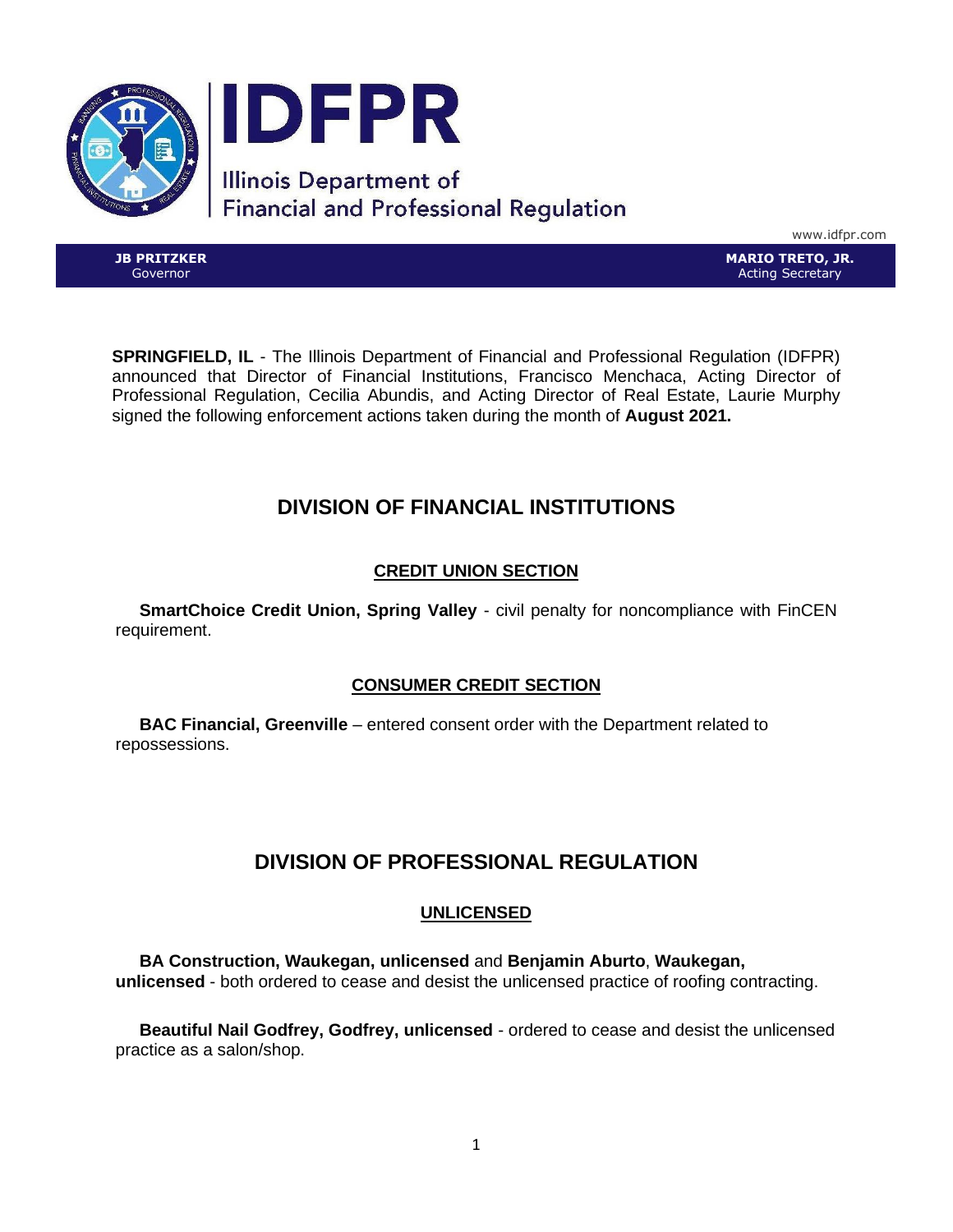# IDFPR

Illinois Department of Financial and Professional Regulation

www.idfpr.com

**JB PRITZKER**
Governor

**MARIO TRETO, JR.**
Acting Secretary

**SPRINGFIELD, IL** - The Illinois Department of Financial and Professional Regulation (IDFPR) announced that Director of Financial Institutions, Francisco Menchaca, Acting Director of Professional Regulation, Cecilia Abundis, and Acting Director of Real Estate, Laurie Murphy signed the following enforcement actions taken during the month of **August 2021.**

## DIVISION OF FINANCIAL INSTITUTIONS

### CREDIT UNION SECTION

**SmartChoice Credit Union, Spring Valley** - civil penalty for noncompliance with FinCEN requirement.

### CONSUMER CREDIT SECTION

**BAC Financial, Greenville** – entered consent order with the Department related to repossessions.

## DIVISION OF PROFESSIONAL REGULATION

### UNLICENSED

**BA Construction, Waukegan, unlicensed** and **Benjamin Aburto**, **Waukegan, unlicensed** - both ordered to cease and desist the unlicensed practice of roofing contracting.

**Beautiful Nail Godfrey, Godfrey, unlicensed** - ordered to cease and desist the unlicensed practice as a salon/shop.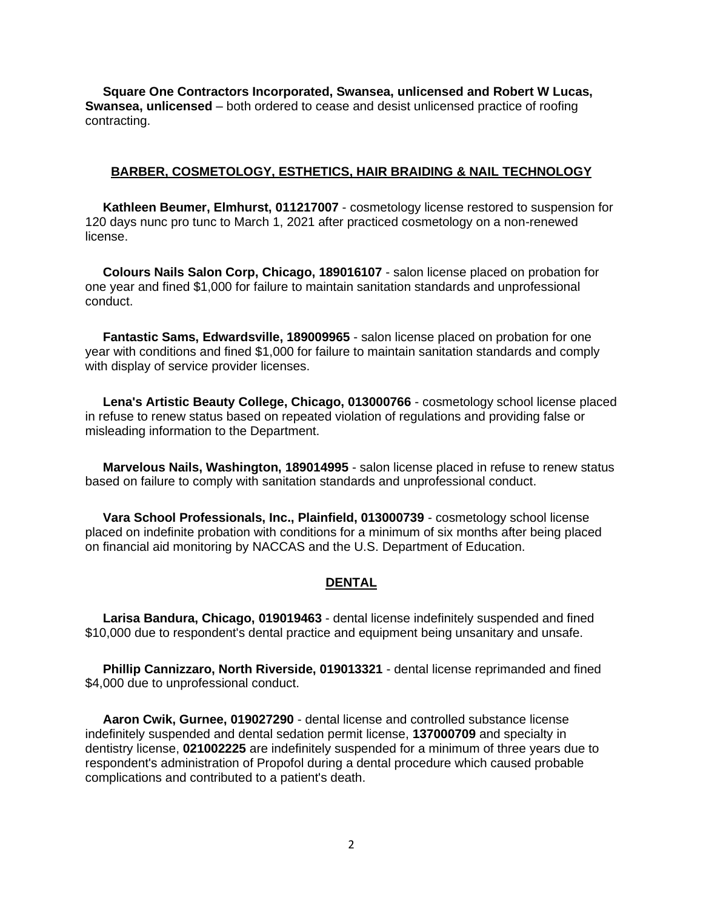**Square One Contractors Incorporated, Swansea, unlicensed and Robert W Lucas, Swansea, unlicensed** – both ordered to cease and desist unlicensed practice of roofing contracting.

## BARBER, COSMETOLOGY, ESTHETICS, HAIR BRAIDING & NAIL TECHNOLOGY

**Kathleen Beumer, Elmhurst, 011217007** - cosmetology license restored to suspension for 120 days nunc pro tunc to March 1, 2021 after practiced cosmetology on a non-renewed license.

**Colours Nails Salon Corp, Chicago, 189016107** - salon license placed on probation for one year and fined $1,000 for failure to maintain sanitation standards and unprofessional conduct.

**Fantastic Sams, Edwardsville, 189009965** - salon license placed on probation for one year with conditions and fined $1,000 for failure to maintain sanitation standards and comply with display of service provider licenses.

**Lena's Artistic Beauty College, Chicago, 013000766** - cosmetology school license placed in refuse to renew status based on repeated violation of regulations and providing false or misleading information to the Department.

**Marvelous Nails, Washington, 189014995** - salon license placed in refuse to renew status based on failure to comply with sanitation standards and unprofessional conduct.

**Vara School Professionals, Inc., Plainfield, 013000739** - cosmetology school license placed on indefinite probation with conditions for a minimum of six months after being placed on financial aid monitoring by NACCAS and the U.S. Department of Education.

## DENTAL

**Larisa Bandura, Chicago, 019019463** - dental license indefinitely suspended and fined $10,000 due to respondent's dental practice and equipment being unsanitary and unsafe.

**Phillip Cannizzaro, North Riverside, 019013321** - dental license reprimanded and fined $4,000 due to unprofessional conduct.

**Aaron Cwik, Gurnee, 019027290** - dental license and controlled substance license indefinitely suspended and dental sedation permit license, **137000709** and specialty in dentistry license, **021002225** are indefinitely suspended for a minimum of three years due to respondent's administration of Propofol during a dental procedure which caused probable complications and contributed to a patient's death.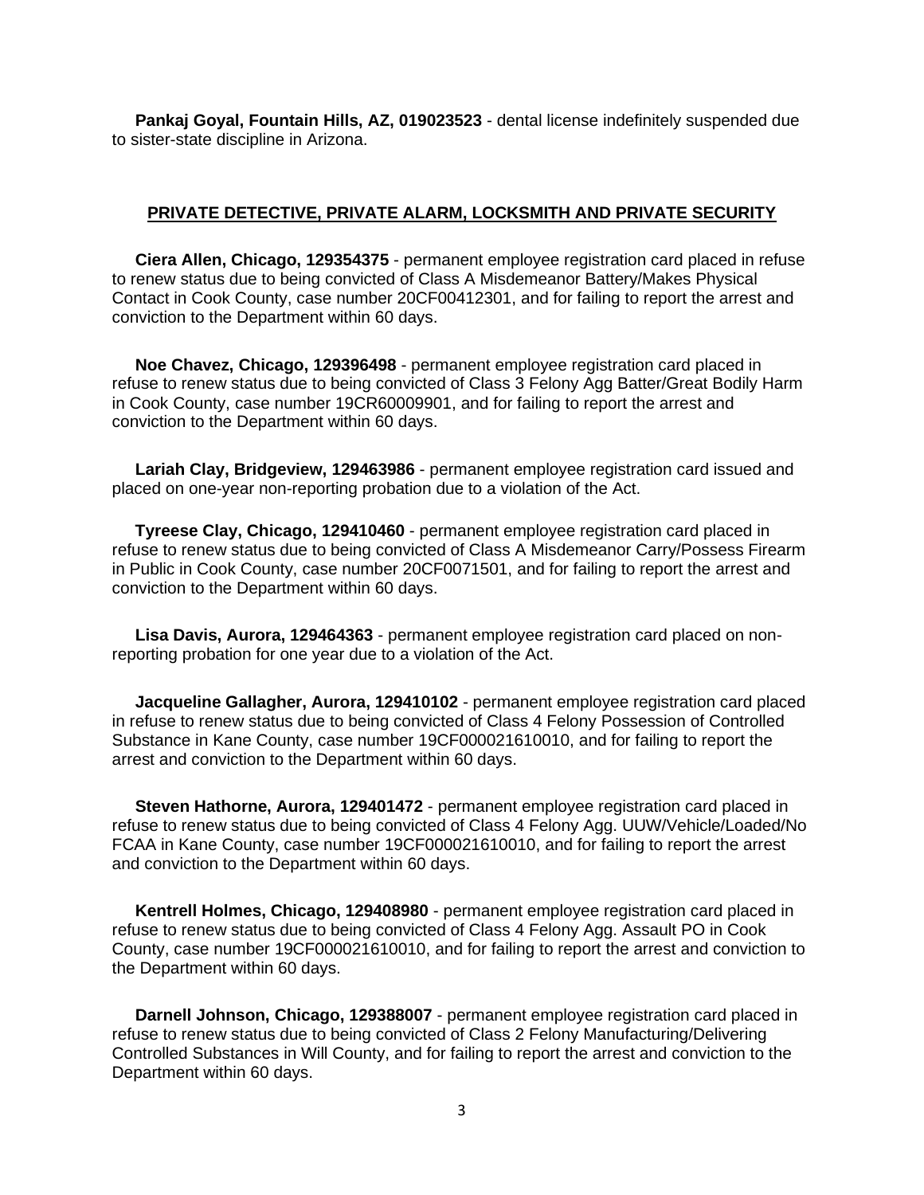**Pankaj Goyal, Fountain Hills, AZ, 019023523** - dental license indefinitely suspended due to sister-state discipline in Arizona.

## PRIVATE DETECTIVE, PRIVATE ALARM, LOCKSMITH AND PRIVATE SECURITY

**Ciera Allen, Chicago, 129354375** - permanent employee registration card placed in refuse to renew status due to being convicted of Class A Misdemeanor Battery/Makes Physical Contact in Cook County, case number 20CF00412301, and for failing to report the arrest and conviction to the Department within 60 days.

**Noe Chavez, Chicago, 129396498** - permanent employee registration card placed in refuse to renew status due to being convicted of Class 3 Felony Agg Batter/Great Bodily Harm in Cook County, case number 19CR60009901, and for failing to report the arrest and conviction to the Department within 60 days.

**Lariah Clay, Bridgeview, 129463986** - permanent employee registration card issued and placed on one-year non-reporting probation due to a violation of the Act.

**Tyreese Clay, Chicago, 129410460** - permanent employee registration card placed in refuse to renew status due to being convicted of Class A Misdemeanor Carry/Possess Firearm in Public in Cook County, case number 20CF0071501, and for failing to report the arrest and conviction to the Department within 60 days.

**Lisa Davis, Aurora, 129464363** - permanent employee registration card placed on non-reporting probation for one year due to a violation of the Act.

**Jacqueline Gallagher, Aurora, 129410102** - permanent employee registration card placed in refuse to renew status due to being convicted of Class 4 Felony Possession of Controlled Substance in Kane County, case number 19CF000021610010, and for failing to report the arrest and conviction to the Department within 60 days.

**Steven Hathorne, Aurora, 129401472** - permanent employee registration card placed in refuse to renew status due to being convicted of Class 4 Felony Agg. UUW/Vehicle/Loaded/No FCAA in Kane County, case number 19CF000021610010, and for failing to report the arrest and conviction to the Department within 60 days.

**Kentrell Holmes, Chicago, 129408980** - permanent employee registration card placed in refuse to renew status due to being convicted of Class 4 Felony Agg. Assault PO in Cook County, case number 19CF000021610010, and for failing to report the arrest and conviction to the Department within 60 days.

**Darnell Johnson, Chicago, 129388007** - permanent employee registration card placed in refuse to renew status due to being convicted of Class 2 Felony Manufacturing/Delivering Controlled Substances in Will County, and for failing to report the arrest and conviction to the Department within 60 days.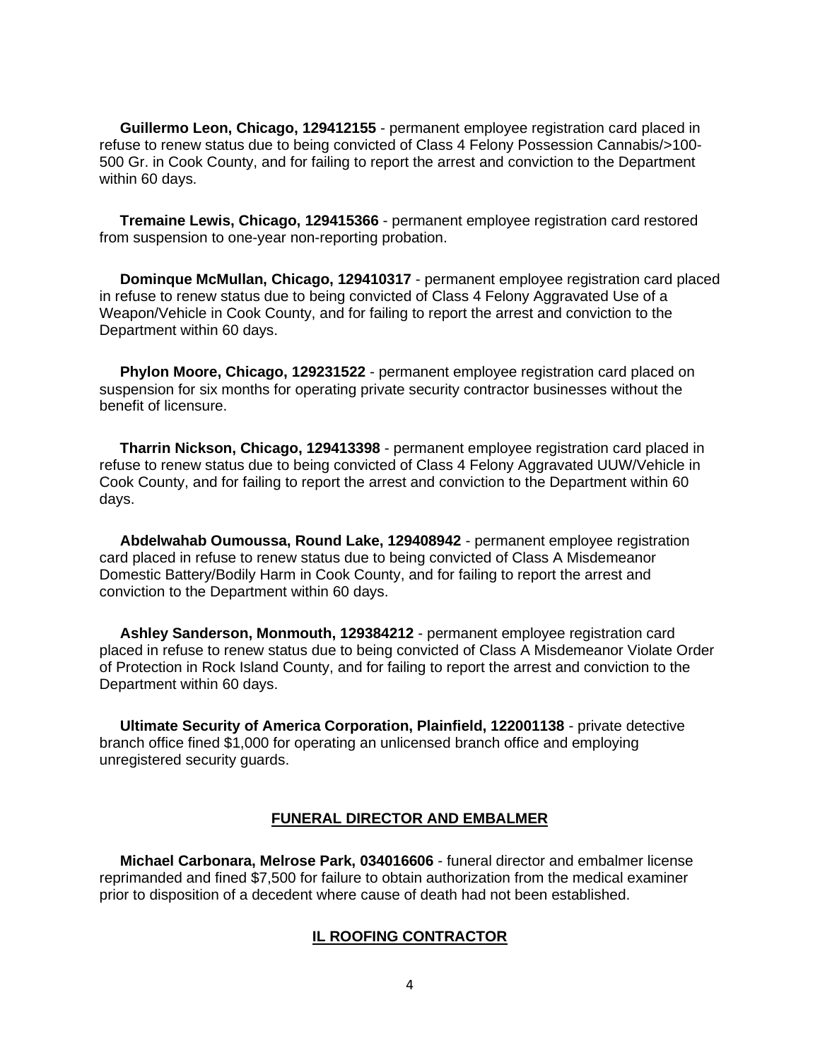**Guillermo Leon, Chicago, 129412155** - permanent employee registration card placed in refuse to renew status due to being convicted of Class 4 Felony Possession Cannabis/>100-500 Gr. in Cook County, and for failing to report the arrest and conviction to the Department within 60 days.

**Tremaine Lewis, Chicago, 129415366** - permanent employee registration card restored from suspension to one-year non-reporting probation.

**Dominque McMullan, Chicago, 129410317** - permanent employee registration card placed in refuse to renew status due to being convicted of Class 4 Felony Aggravated Use of a Weapon/Vehicle in Cook County, and for failing to report the arrest and conviction to the Department within 60 days.

**Phylon Moore, Chicago, 129231522** - permanent employee registration card placed on suspension for six months for operating private security contractor businesses without the benefit of licensure.

**Tharrin Nickson, Chicago, 129413398** - permanent employee registration card placed in refuse to renew status due to being convicted of Class 4 Felony Aggravated UUW/Vehicle in Cook County, and for failing to report the arrest and conviction to the Department within 60 days.

**Abdelwahab Oumoussa, Round Lake, 129408942** - permanent employee registration card placed in refuse to renew status due to being convicted of Class A Misdemeanor Domestic Battery/Bodily Harm in Cook County, and for failing to report the arrest and conviction to the Department within 60 days.

**Ashley Sanderson, Monmouth, 129384212** - permanent employee registration card placed in refuse to renew status due to being convicted of Class A Misdemeanor Violate Order of Protection in Rock Island County, and for failing to report the arrest and conviction to the Department within 60 days.

**Ultimate Security of America Corporation, Plainfield, 122001138** - private detective branch office fined $1,000 for operating an unlicensed branch office and employing unregistered security guards.

## FUNERAL DIRECTOR AND EMBALMER

**Michael Carbonara, Melrose Park, 034016606** - funeral director and embalmer license reprimanded and fined $7,500 for failure to obtain authorization from the medical examiner prior to disposition of a decedent where cause of death had not been established.

## IL ROOFING CONTRACTOR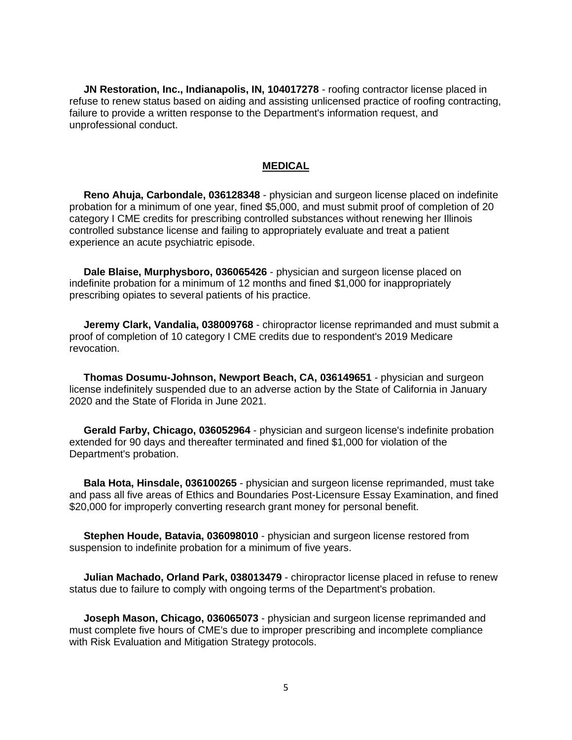**JN Restoration, Inc., Indianapolis, IN, 104017278** - roofing contractor license placed in refuse to renew status based on aiding and assisting unlicensed practice of roofing contracting, failure to provide a written response to the Department's information request, and unprofessional conduct.

## MEDICAL

**Reno Ahuja, Carbondale, 036128348** - physician and surgeon license placed on indefinite probation for a minimum of one year, fined $5,000, and must submit proof of completion of 20 category I CME credits for prescribing controlled substances without renewing her Illinois controlled substance license and failing to appropriately evaluate and treat a patient experience an acute psychiatric episode.

**Dale Blaise, Murphysboro, 036065426** - physician and surgeon license placed on indefinite probation for a minimum of 12 months and fined $1,000 for inappropriately prescribing opiates to several patients of his practice.

**Jeremy Clark, Vandalia, 038009768** - chiropractor license reprimanded and must submit a proof of completion of 10 category I CME credits due to respondent's 2019 Medicare revocation.

**Thomas Dosumu-Johnson, Newport Beach, CA, 036149651** - physician and surgeon license indefinitely suspended due to an adverse action by the State of California in January 2020 and the State of Florida in June 2021.

**Gerald Farby, Chicago, 036052964** - physician and surgeon license's indefinite probation extended for 90 days and thereafter terminated and fined $1,000 for violation of the Department's probation.

**Bala Hota, Hinsdale, 036100265** - physician and surgeon license reprimanded, must take and pass all five areas of Ethics and Boundaries Post-Licensure Essay Examination, and fined $20,000 for improperly converting research grant money for personal benefit.

**Stephen Houde, Batavia, 036098010** - physician and surgeon license restored from suspension to indefinite probation for a minimum of five years.

**Julian Machado, Orland Park, 038013479** - chiropractor license placed in refuse to renew status due to failure to comply with ongoing terms of the Department's probation.

**Joseph Mason, Chicago, 036065073** - physician and surgeon license reprimanded and must complete five hours of CME's due to improper prescribing and incomplete compliance with Risk Evaluation and Mitigation Strategy protocols.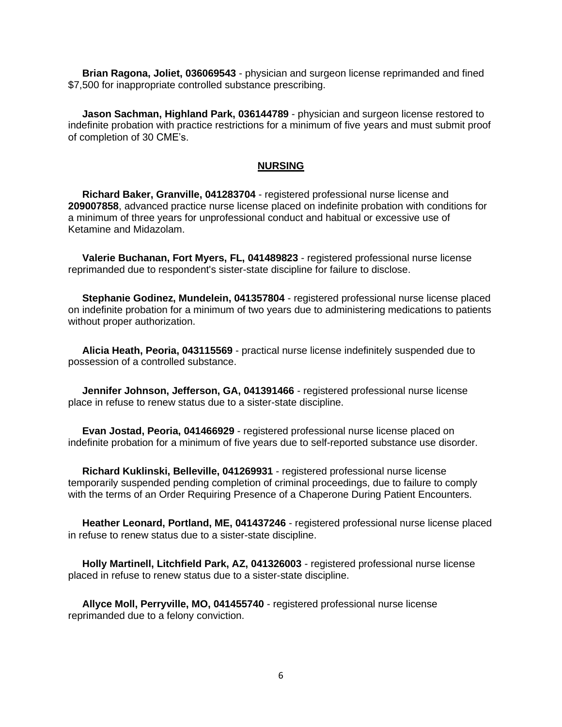**Brian Ragona, Joliet, 036069543** - physician and surgeon license reprimanded and fined $7,500 for inappropriate controlled substance prescribing.

**Jason Sachman, Highland Park, 036144789** - physician and surgeon license restored to indefinite probation with practice restrictions for a minimum of five years and must submit proof of completion of 30 CME's.

## NURSING

**Richard Baker, Granville, 041283704** - registered professional nurse license and **209007858**, advanced practice nurse license placed on indefinite probation with conditions for a minimum of three years for unprofessional conduct and habitual or excessive use of Ketamine and Midazolam.

**Valerie Buchanan, Fort Myers, FL, 041489823** - registered professional nurse license reprimanded due to respondent's sister-state discipline for failure to disclose.

**Stephanie Godinez, Mundelein, 041357804** - registered professional nurse license placed on indefinite probation for a minimum of two years due to administering medications to patients without proper authorization.

**Alicia Heath, Peoria, 043115569** - practical nurse license indefinitely suspended due to possession of a controlled substance.

**Jennifer Johnson, Jefferson, GA, 041391466** - registered professional nurse license place in refuse to renew status due to a sister-state discipline.

**Evan Jostad, Peoria, 041466929** - registered professional nurse license placed on indefinite probation for a minimum of five years due to self-reported substance use disorder.

**Richard Kuklinski, Belleville, 041269931** - registered professional nurse license temporarily suspended pending completion of criminal proceedings, due to failure to comply with the terms of an Order Requiring Presence of a Chaperone During Patient Encounters.

**Heather Leonard, Portland, ME, 041437246** - registered professional nurse license placed in refuse to renew status due to a sister-state discipline.

**Holly Martinell, Litchfield Park, AZ, 041326003** - registered professional nurse license placed in refuse to renew status due to a sister-state discipline.

**Allyce Moll, Perryville, MO, 041455740** - registered professional nurse license reprimanded due to a felony conviction.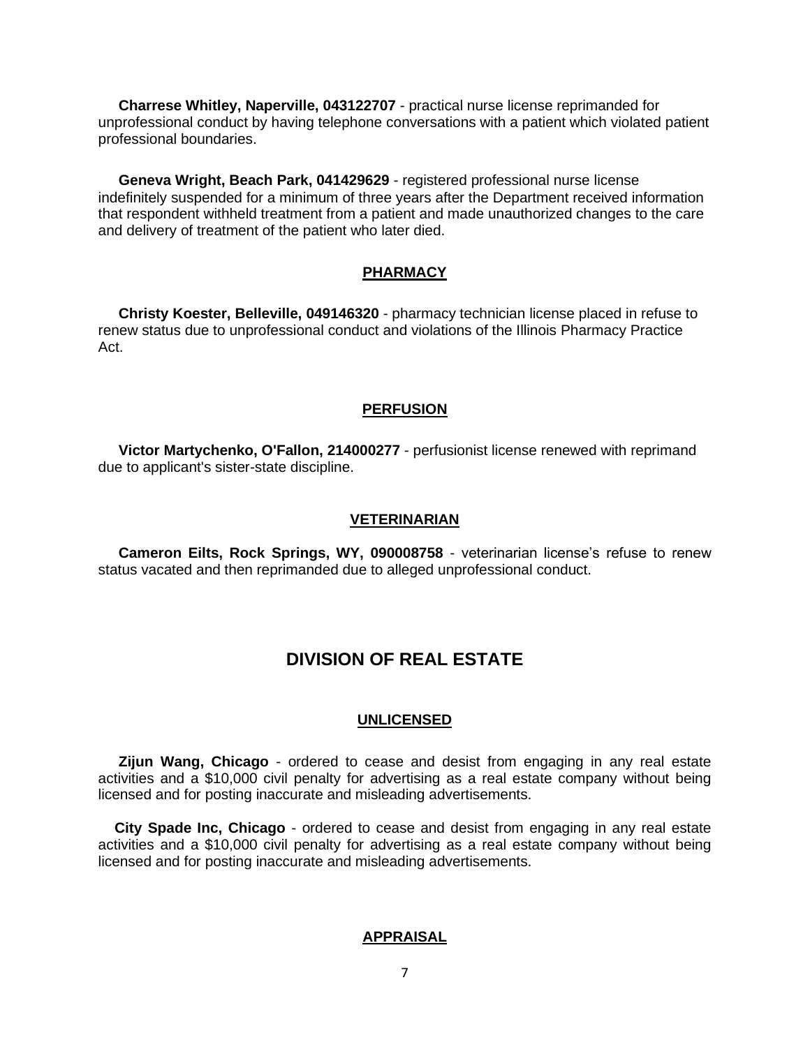**Charrese Whitley, Naperville, 043122707** - practical nurse license reprimanded for unprofessional conduct by having telephone conversations with a patient which violated patient professional boundaries.

**Geneva Wright, Beach Park, 041429629** - registered professional nurse license indefinitely suspended for a minimum of three years after the Department received information that respondent withheld treatment from a patient and made unauthorized changes to the care and delivery of treatment of the patient who later died.

### PHARMACY

**Christy Koester, Belleville, 049146320** - pharmacy technician license placed in refuse to renew status due to unprofessional conduct and violations of the Illinois Pharmacy Practice Act.

### PERFUSION

**Victor Martychenko, O'Fallon, 214000277** - perfusionist license renewed with reprimand due to applicant's sister-state discipline.

### VETERINARIAN

**Cameron Eilts, Rock Springs, WY, 090008758** - veterinarian license's refuse to renew status vacated and then reprimanded due to alleged unprofessional conduct.

## DIVISION OF REAL ESTATE

### UNLICENSED

**Zijun Wang, Chicago** - ordered to cease and desist from engaging in any real estate activities and a $10,000 civil penalty for advertising as a real estate company without being licensed and for posting inaccurate and misleading advertisements.

**City Spade Inc, Chicago** - ordered to cease and desist from engaging in any real estate activities and a $10,000 civil penalty for advertising as a real estate company without being licensed and for posting inaccurate and misleading advertisements.

### APPRAISAL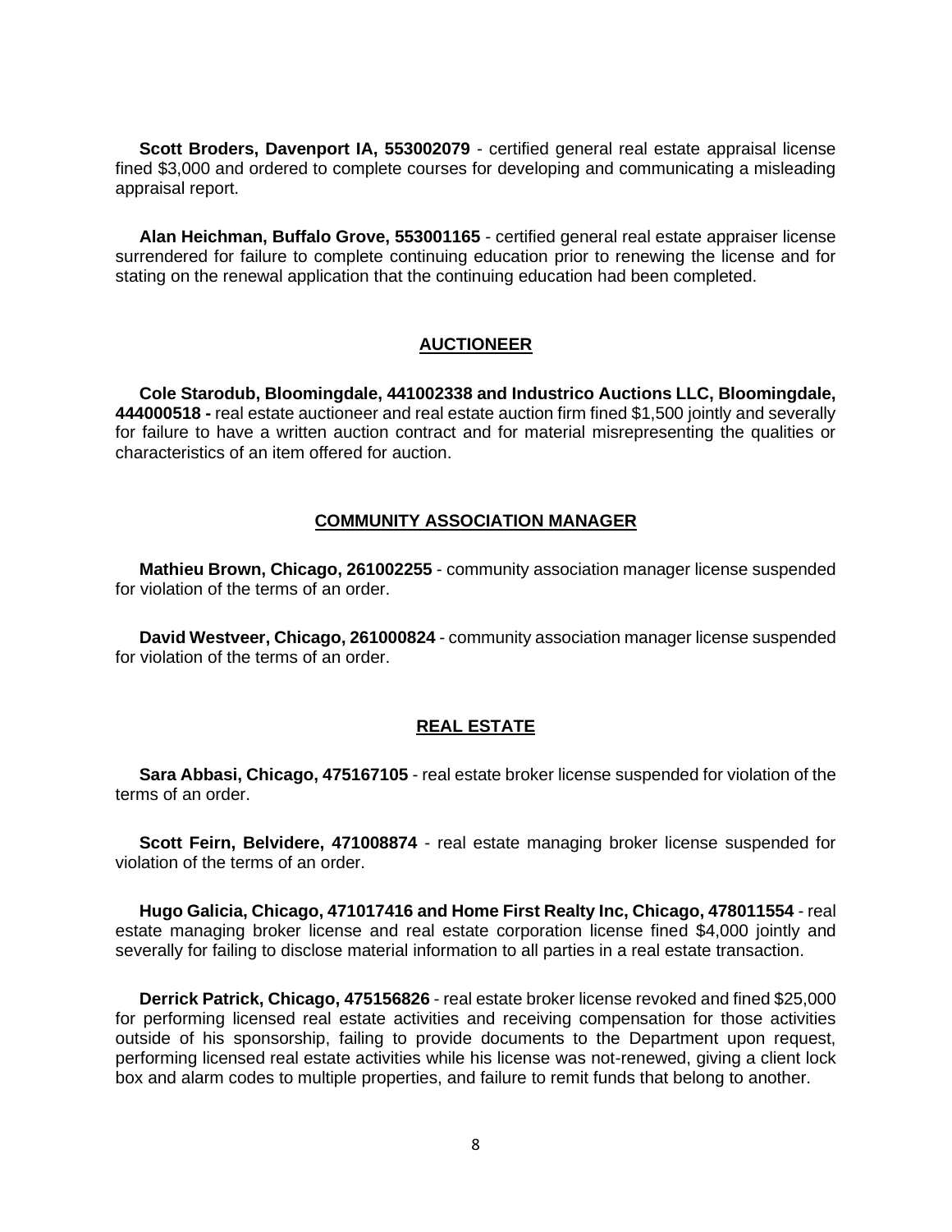**Scott Broders, Davenport IA, 553002079** - certified general real estate appraisal license fined $3,000 and ordered to complete courses for developing and communicating a misleading appraisal report.

**Alan Heichman, Buffalo Grove, 553001165** - certified general real estate appraiser license surrendered for failure to complete continuing education prior to renewing the license and for stating on the renewal application that the continuing education had been completed.

## AUCTIONEER

**Cole Starodub, Bloomingdale, 441002338 and Industrico Auctions LLC, Bloomingdale, 444000518 -** real estate auctioneer and real estate auction firm fined $1,500 jointly and severally for failure to have a written auction contract and for material misrepresenting the qualities or characteristics of an item offered for auction.

## COMMUNITY ASSOCIATION MANAGER

**Mathieu Brown, Chicago, 261002255** - community association manager license suspended for violation of the terms of an order.

**David Westveer, Chicago, 261000824** - community association manager license suspended for violation of the terms of an order.

## REAL ESTATE

**Sara Abbasi, Chicago, 475167105** - real estate broker license suspended for violation of the terms of an order.

**Scott Feirn, Belvidere, 471008874** - real estate managing broker license suspended for violation of the terms of an order.

**Hugo Galicia, Chicago, 471017416 and Home First Realty Inc, Chicago, 478011554** - real estate managing broker license and real estate corporation license fined $4,000 jointly and severally for failing to disclose material information to all parties in a real estate transaction.

**Derrick Patrick, Chicago, 475156826** - real estate broker license revoked and fined $25,000 for performing licensed real estate activities and receiving compensation for those activities outside of his sponsorship, failing to provide documents to the Department upon request, performing licensed real estate activities while his license was not-renewed, giving a client lock box and alarm codes to multiple properties, and failure to remit funds that belong to another.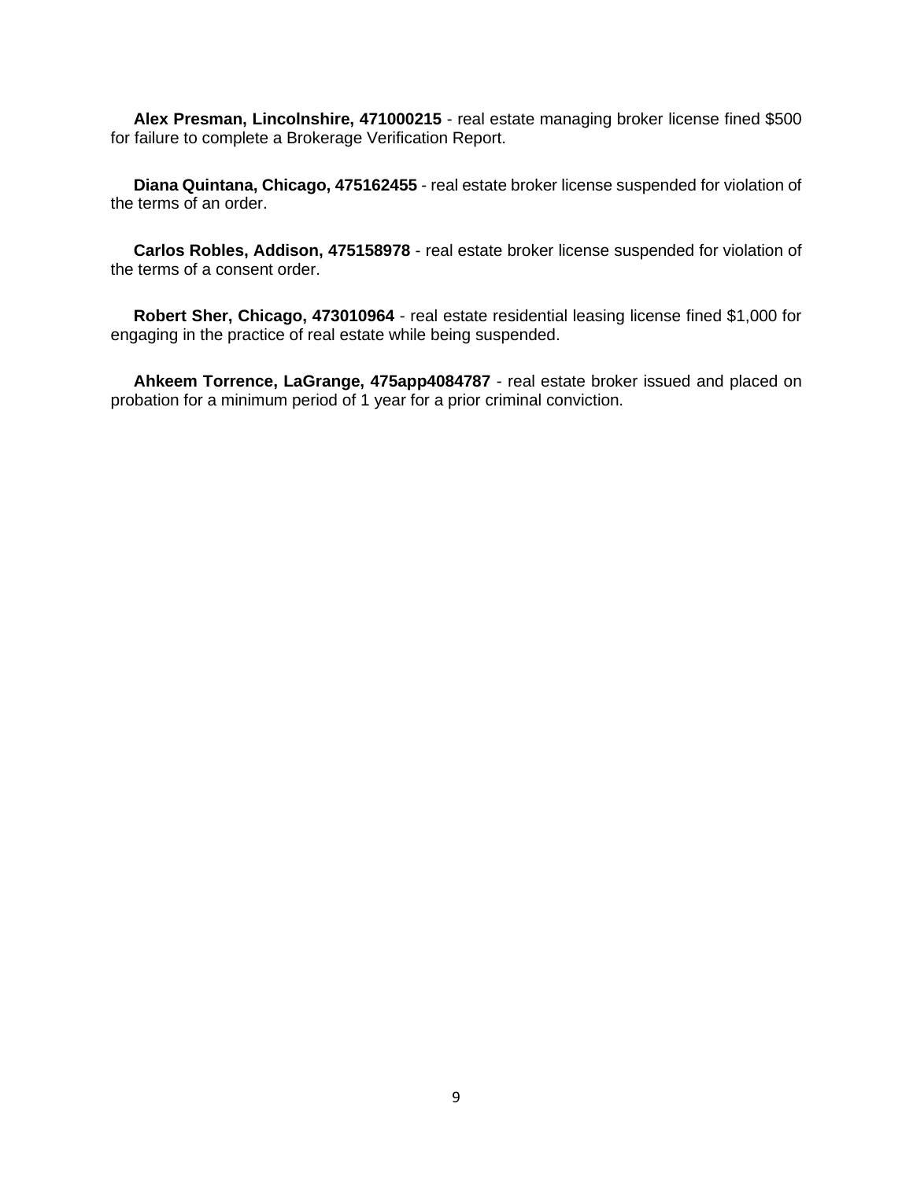**Alex Presman, Lincolnshire, 471000215** - real estate managing broker license fined $500 for failure to complete a Brokerage Verification Report.

**Diana Quintana, Chicago, 475162455** - real estate broker license suspended for violation of the terms of an order.

**Carlos Robles, Addison, 475158978** - real estate broker license suspended for violation of the terms of a consent order.

**Robert Sher, Chicago, 473010964** - real estate residential leasing license fined $1,000 for engaging in the practice of real estate while being suspended.

**Ahkeem Torrence, LaGrange, 475app4084787** - real estate broker issued and placed on probation for a minimum period of 1 year for a prior criminal conviction.